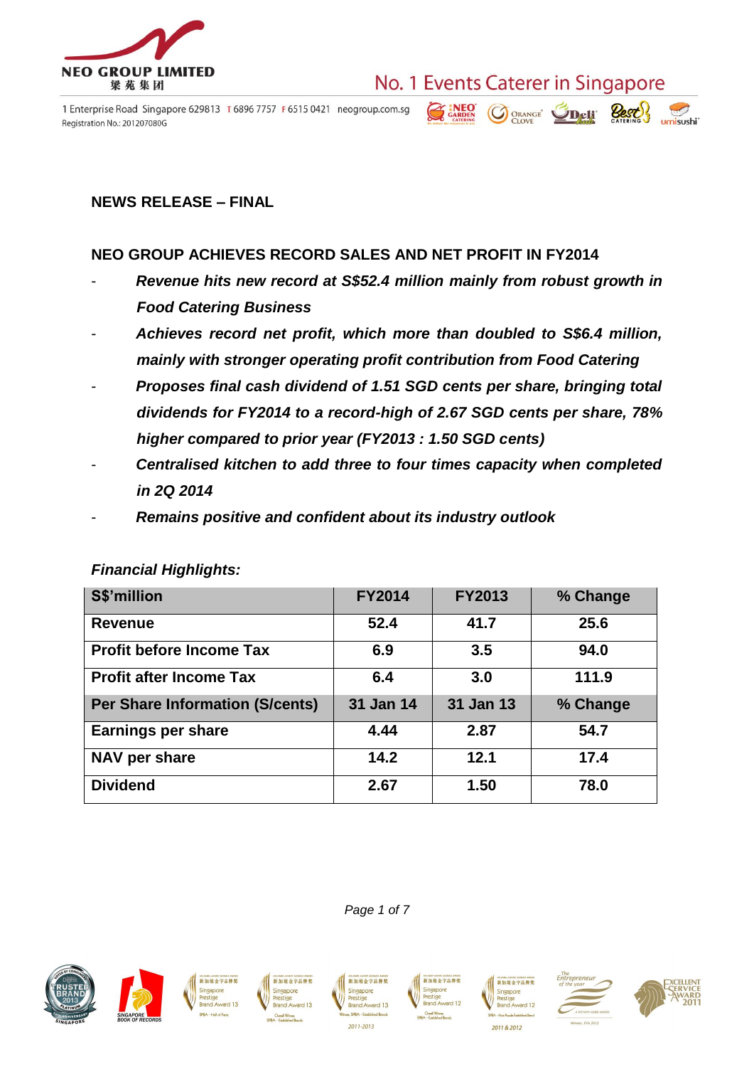**NEWS RELEASE – FINAL**

## NEO GROUP ACHIEVES RECORD SALES AND NET PROFIT IN FY2014

- ***Revenue hits new record at S$52.4 million mainly from robust growth in Food Catering Business***
- ***Achieves record net profit, which more than doubled to S$6.4 million, mainly with stronger operating profit contribution from Food Catering***
- ***Proposes final cash dividend of 1.51 SGD cents per share, bringing total dividends for FY2014 to a record-high of 2.67 SGD cents per share, 78% higher compared to prior year (FY2013 : 1.50 SGD cents)***
- ***Centralised kitchen to add three to four times capacity when completed in 2Q 2014***
- ***Remains positive and confident about its industry outlook***

***Financial Highlights:***

| S$'million | FY2014 | FY2013 | % Change |
|---|---|---|---|
| Revenue | 52.4 | 41.7 | 25.6 |
| Profit before Income Tax | 6.9 | 3.5 | 94.0 |
| Profit after Income Tax | 6.4 | 3.0 | 111.9 |
| **Per Share Information (S/cents)** | **31 Jan 14** | **31 Jan 13** | **% Change** |
| Earnings per share | 4.44 | 2.87 | 54.7 |
| NAV per share | 14.2 | 12.1 | 17.4 |
| Dividend | 2.67 | 1.50 | 78.0 |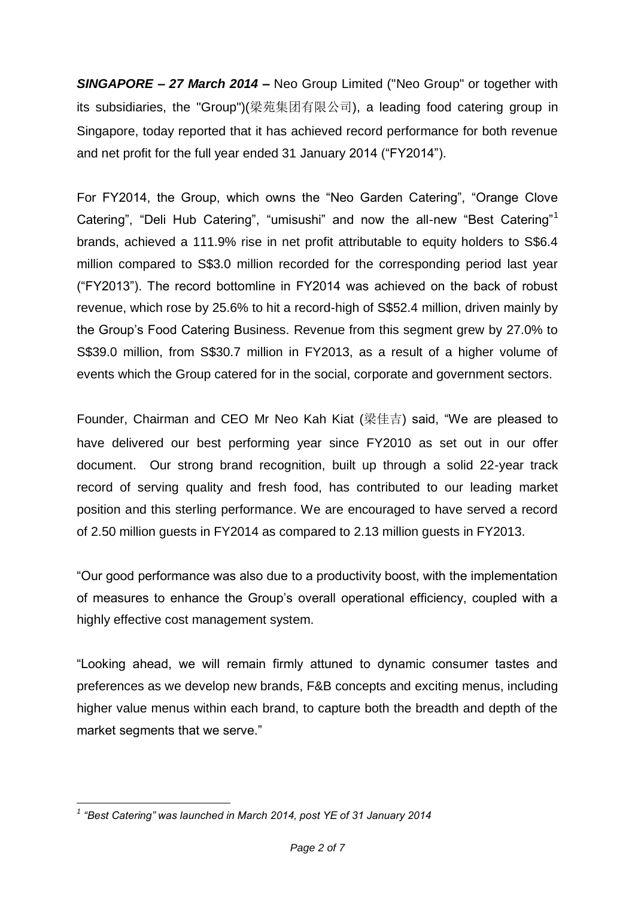***SINGAPORE – 27 March 2014 –*** Neo Group Limited ("Neo Group" or together with its subsidiaries, the "Group")(梁苑集团有限公司), a leading food catering group in Singapore, today reported that it has achieved record performance for both revenue and net profit for the full year ended 31 January 2014 ("FY2014").

For FY2014, the Group, which owns the "Neo Garden Catering", "Orange Clove Catering", "Deli Hub Catering", "umisushi" and now the all-new "Best Catering"[1] brands, achieved a 111.9% rise in net profit attributable to equity holders to S$6.4 million compared to S$3.0 million recorded for the corresponding period last year ("FY2013"). The record bottomline in FY2014 was achieved on the back of robust revenue, which rose by 25.6% to hit a record-high of S$52.4 million, driven mainly by the Group's Food Catering Business. Revenue from this segment grew by 27.0% to S$39.0 million, from S$30.7 million in FY2013, as a result of a higher volume of events which the Group catered for in the social, corporate and government sectors.

Founder, Chairman and CEO Mr Neo Kah Kiat (梁佳吉) said, "We are pleased to have delivered our best performing year since FY2010 as set out in our offer document. Our strong brand recognition, built up through a solid 22-year track record of serving quality and fresh food, has contributed to our leading market position and this sterling performance. We are encouraged to have served a record of 2.50 million guests in FY2014 as compared to 2.13 million guests in FY2013.

"Our good performance was also due to a productivity boost, with the implementation of measures to enhance the Group's overall operational efficiency, coupled with a highly effective cost management system.

"Looking ahead, we will remain firmly attuned to dynamic consumer tastes and preferences as we develop new brands, F&B concepts and exciting menus, including higher value menus within each brand, to capture both the breadth and depth of the market segments that we serve."

---

[1] *"Best Catering" was launched in March 2014, post YE of 31 January 2014*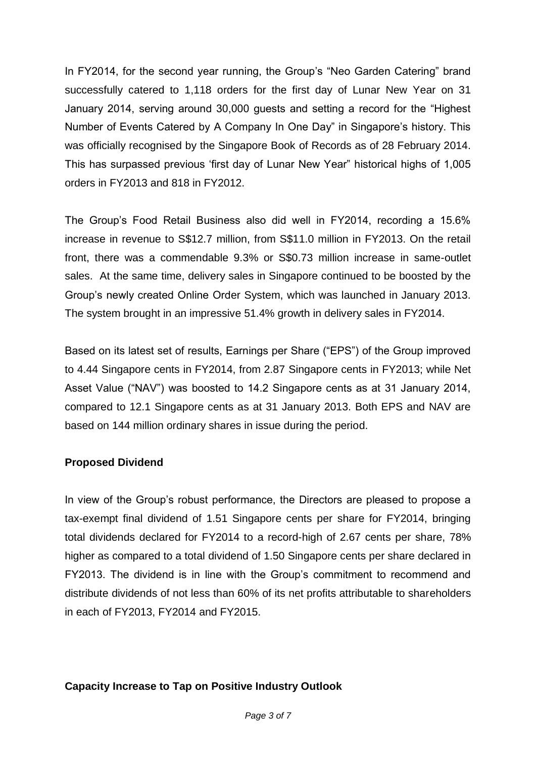In FY2014, for the second year running, the Group's "Neo Garden Catering" brand successfully catered to 1,118 orders for the first day of Lunar New Year on 31 January 2014, serving around 30,000 guests and setting a record for the "Highest Number of Events Catered by A Company In One Day" in Singapore's history. This was officially recognised by the Singapore Book of Records as of 28 February 2014. This has surpassed previous 'first day of Lunar New Year" historical highs of 1,005 orders in FY2013 and 818 in FY2012.

The Group's Food Retail Business also did well in FY2014, recording a 15.6% increase in revenue to S$12.7 million, from S$11.0 million in FY2013. On the retail front, there was a commendable 9.3% or S$0.73 million increase in same-outlet sales. At the same time, delivery sales in Singapore continued to be boosted by the Group's newly created Online Order System, which was launched in January 2013. The system brought in an impressive 51.4% growth in delivery sales in FY2014.

Based on its latest set of results, Earnings per Share ("EPS") of the Group improved to 4.44 Singapore cents in FY2014, from 2.87 Singapore cents in FY2013; while Net Asset Value ("NAV") was boosted to 14.2 Singapore cents as at 31 January 2014, compared to 12.1 Singapore cents as at 31 January 2013. Both EPS and NAV are based on 144 million ordinary shares in issue during the period.

**Proposed Dividend**

In view of the Group's robust performance, the Directors are pleased to propose a tax-exempt final dividend of 1.51 Singapore cents per share for FY2014, bringing total dividends declared for FY2014 to a record-high of 2.67 cents per share, 78% higher as compared to a total dividend of 1.50 Singapore cents per share declared in FY2013. The dividend is in line with the Group's commitment to recommend and distribute dividends of not less than 60% of its net profits attributable to shareholders in each of FY2013, FY2014 and FY2015.

**Capacity Increase to Tap on Positive Industry Outlook**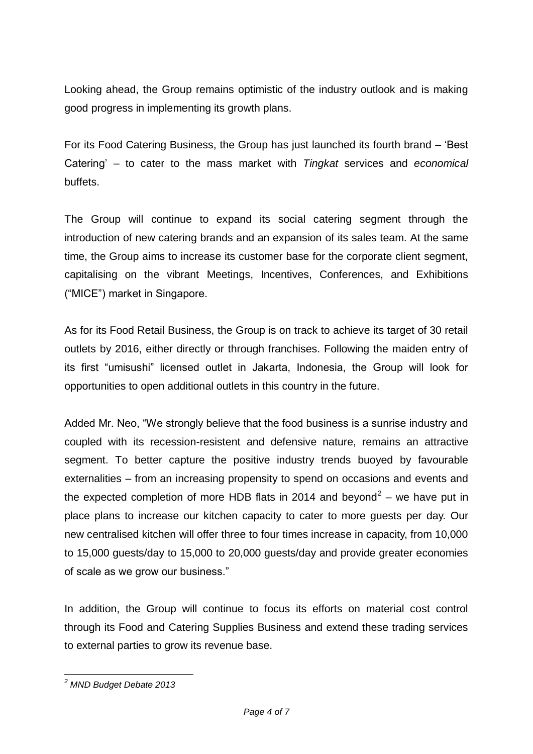Looking ahead, the Group remains optimistic of the industry outlook and is making good progress in implementing its growth plans.

For its Food Catering Business, the Group has just launched its fourth brand – 'Best Catering' – to cater to the mass market with *Tingkat* services and *economical* buffets.

The Group will continue to expand its social catering segment through the introduction of new catering brands and an expansion of its sales team. At the same time, the Group aims to increase its customer base for the corporate client segment, capitalising on the vibrant Meetings, Incentives, Conferences, and Exhibitions ("MICE") market in Singapore.

As for its Food Retail Business, the Group is on track to achieve its target of 30 retail outlets by 2016, either directly or through franchises. Following the maiden entry of its first "umisushi" licensed outlet in Jakarta, Indonesia, the Group will look for opportunities to open additional outlets in this country in the future.

Added Mr. Neo, "We strongly believe that the food business is a sunrise industry and coupled with its recession-resistent and defensive nature, remains an attractive segment. To better capture the positive industry trends buoyed by favourable externalities – from an increasing propensity to spend on occasions and events and the expected completion of more HDB flats in 2014 and beyond[2] – we have put in place plans to increase our kitchen capacity to cater to more guests per day. Our new centralised kitchen will offer three to four times increase in capacity, from 10,000 to 15,000 guests/day to 15,000 to 20,000 guests/day and provide greater economies of scale as we grow our business."

In addition, the Group will continue to focus its efforts on material cost control through its Food and Catering Supplies Business and extend these trading services to external parties to grow its revenue base.

---

[2] *MND Budget Debate 2013*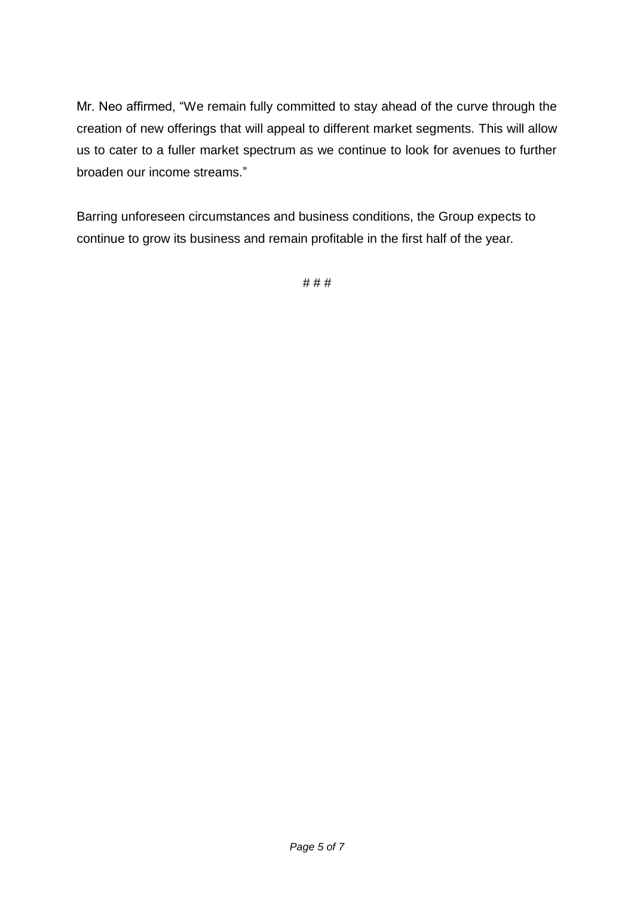Mr. Neo affirmed, “We remain fully committed to stay ahead of the curve through the creation of new offerings that will appeal to different market segments. This will allow us to cater to a fuller market spectrum as we continue to look for avenues to further broaden our income streams.”

Barring unforeseen circumstances and business conditions, the Group expects to continue to grow its business and remain profitable in the first half of the year.

# # #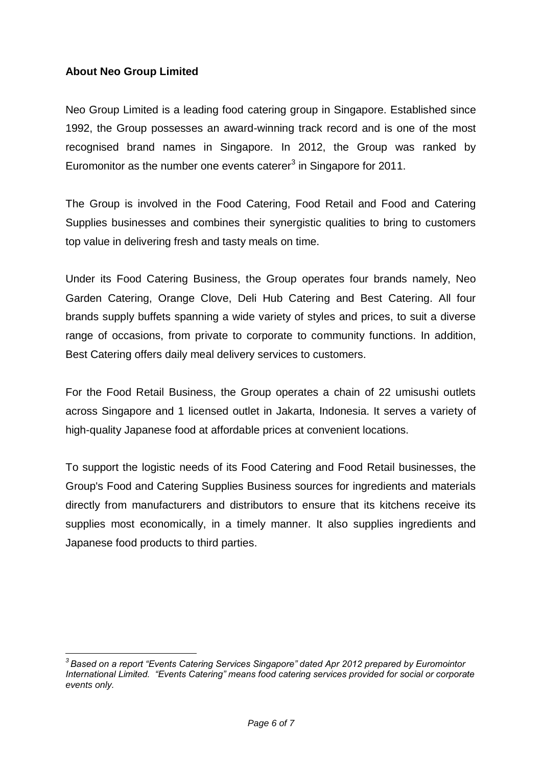**About Neo Group Limited**

Neo Group Limited is a leading food catering group in Singapore. Established since 1992, the Group possesses an award-winning track record and is one of the most recognised brand names in Singapore. In 2012, the Group was ranked by Euromonitor as the number one events caterer[3] in Singapore for 2011.

The Group is involved in the Food Catering, Food Retail and Food and Catering Supplies businesses and combines their synergistic qualities to bring to customers top value in delivering fresh and tasty meals on time.

Under its Food Catering Business, the Group operates four brands namely, Neo Garden Catering, Orange Clove, Deli Hub Catering and Best Catering. All four brands supply buffets spanning a wide variety of styles and prices, to suit a diverse range of occasions, from private to corporate to community functions. In addition, Best Catering offers daily meal delivery services to customers.

For the Food Retail Business, the Group operates a chain of 22 umisushi outlets across Singapore and 1 licensed outlet in Jakarta, Indonesia. It serves a variety of high-quality Japanese food at affordable prices at convenient locations.

To support the logistic needs of its Food Catering and Food Retail businesses, the Group's Food and Catering Supplies Business sources for ingredients and materials directly from manufacturers and distributors to ensure that its kitchens receive its supplies most economically, in a timely manner. It also supplies ingredients and Japanese food products to third parties.

---

*[3] Based on a report "Events Catering Services Singapore" dated Apr 2012 prepared by Euromointor International Limited. "Events Catering" means food catering services provided for social or corporate events only.*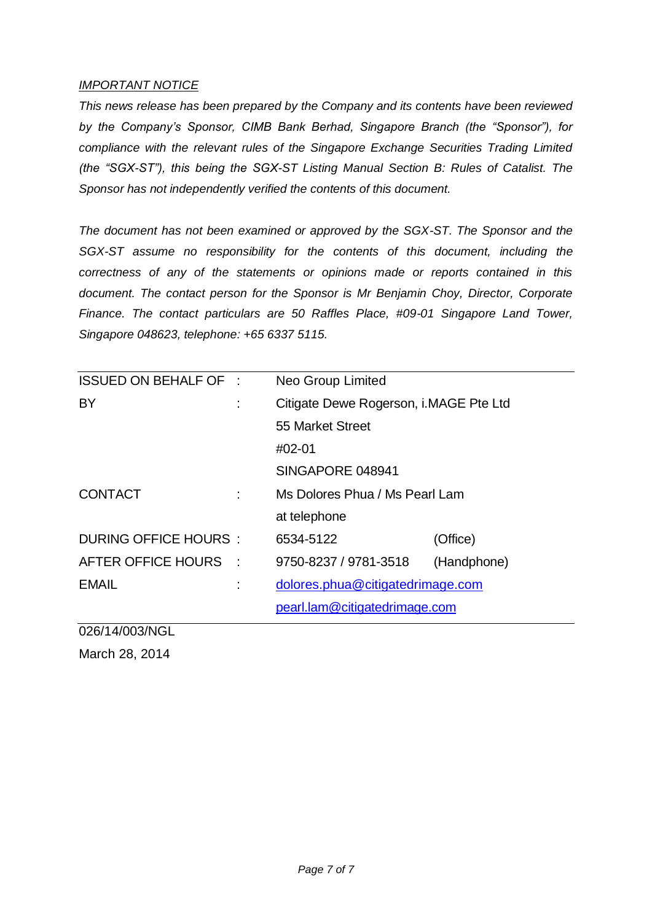*IMPORTANT NOTICE*

*This news release has been prepared by the Company and its contents have been reviewed by the Company's Sponsor, CIMB Bank Berhad, Singapore Branch (the "Sponsor"), for compliance with the relevant rules of the Singapore Exchange Securities Trading Limited (the "SGX-ST"), this being the SGX-ST Listing Manual Section B: Rules of Catalist. The Sponsor has not independently verified the contents of this document.*

*The document has not been examined or approved by the SGX-ST. The Sponsor and the SGX-ST assume no responsibility for the contents of this document, including the correctness of any of the statements or opinions made or reports contained in this document. The contact person for the Sponsor is Mr Benjamin Choy, Director, Corporate Finance. The contact particulars are 50 Raffles Place, #09-01 Singapore Land Tower, Singapore 048623, telephone: +65 6337 5115.*

| | | | |
|---|---|---|---|
| ISSUED ON BEHALF OF | : | Neo Group Limited | |
| BY | : | Citigate Dewe Rogerson, i.MAGE Pte Ltd | |
| | | 55 Market Street | |
| | | #02-01 | |
| | | SINGAPORE 048941 | |
| CONTACT | : | Ms Dolores Phua / Ms Pearl Lam | |
| | | at telephone | |
| DURING OFFICE HOURS | : | 6534-5122 | (Office) |
| AFTER OFFICE HOURS | : | 9750-8237 / 9781-3518 | (Handphone) |
| EMAIL | : | dolores.phua@citigatedrimage.com | |
| | | pearl.lam@citigatedrimage.com | |

026/14/003/NGL

March 28, 2014